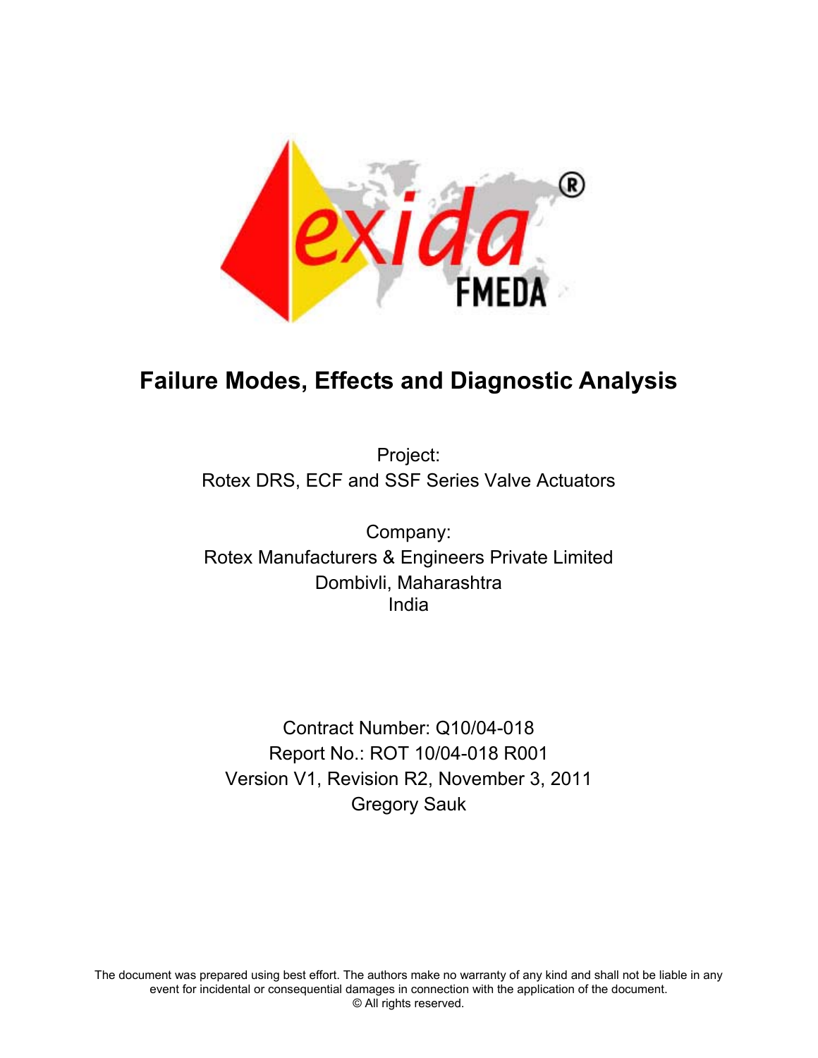# Failure Modes, Effects and Diagnostic Analysis

Project:
Rotex DRS, ECF and SSF Series Valve Actuators

Company:
Rotex Manufacturers & Engineers Private Limited
Dombivli, Maharashtra
India

Contract Number: Q10/04-018
Report No.: ROT 10/04-018 R001
Version V1, Revision R2, November 3, 2011
Gregory Sauk

The document was prepared using best effort. The authors make no warranty of any kind and shall not be liable in any event for incidental or consequential damages in connection with the application of the document.
© All rights reserved.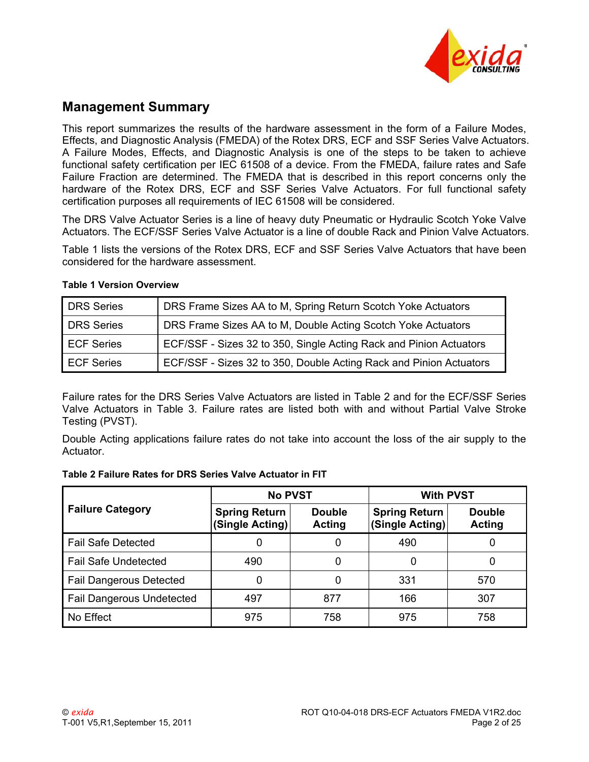## Management Summary

This report summarizes the results of the hardware assessment in the form of a Failure Modes, Effects, and Diagnostic Analysis (FMEDA) of the Rotex DRS, ECF and SSF Series Valve Actuators. A Failure Modes, Effects, and Diagnostic Analysis is one of the steps to be taken to achieve functional safety certification per IEC 61508 of a device. From the FMEDA, failure rates and Safe Failure Fraction are determined. The FMEDA that is described in this report concerns only the hardware of the Rotex DRS, ECF and SSF Series Valve Actuators. For full functional safety certification purposes all requirements of IEC 61508 will be considered.

The DRS Valve Actuator Series is a line of heavy duty Pneumatic or Hydraulic Scotch Yoke Valve Actuators. The ECF/SSF Series Valve Actuator is a line of double Rack and Pinion Valve Actuators.

Table 1 lists the versions of the Rotex DRS, ECF and SSF Series Valve Actuators that have been considered for the hardware assessment.

**Table 1 Version Overview**

| | |
|---|---|
| DRS Series | DRS Frame Sizes AA to M, Spring Return Scotch Yoke Actuators |
| DRS Series | DRS Frame Sizes AA to M, Double Acting Scotch Yoke Actuators |
| ECF Series | ECF/SSF - Sizes 32 to 350, Single Acting Rack and Pinion Actuators |
| ECF Series | ECF/SSF - Sizes 32 to 350, Double Acting Rack and Pinion Actuators |

Failure rates for the DRS Series Valve Actuators are listed in Table 2 and for the ECF/SSF Series Valve Actuators in Table 3. Failure rates are listed both with and without Partial Valve Stroke Testing (PVST).

Double Acting applications failure rates do not take into account the loss of the air supply to the Actuator.

**Table 2 Failure Rates for DRS Series Valve Actuator in FIT**

| Failure Category | No PVST | | With PVST | |
|---|---|---|---|---|
| | Spring Return (Single Acting) | Double Acting | Spring Return (Single Acting) | Double Acting |
| Fail Safe Detected | 0 | 0 | 490 | 0 |
| Fail Safe Undetected | 490 | 0 | 0 | 0 |
| Fail Dangerous Detected | 0 | 0 | 331 | 570 |
| Fail Dangerous Undetected | 497 | 877 | 166 | 307 |
| No Effect | 975 | 758 | 975 | 758 |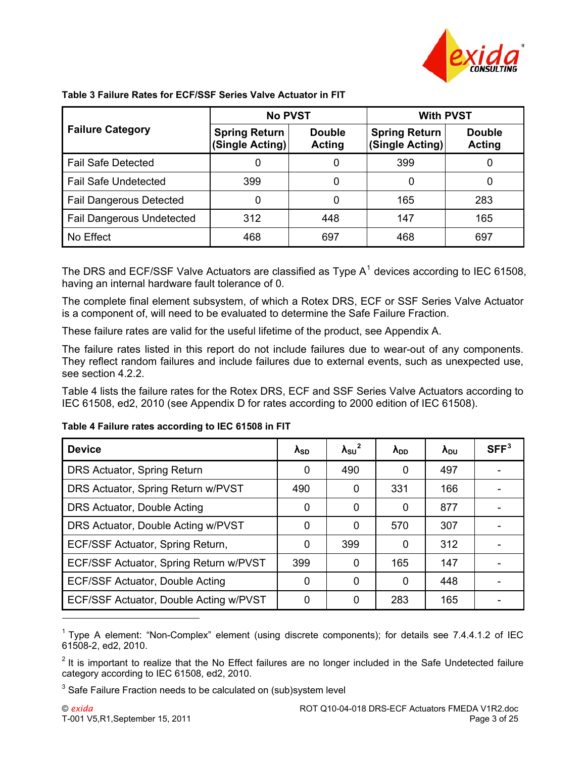**Table 3 Failure Rates for ECF/SSF Series Valve Actuator in FIT**

| Failure Category | No PVST | | With PVST | |
|---|---|---|---|---|
| | Spring Return (Single Acting) | Double Acting | Spring Return (Single Acting) | Double Acting |
| Fail Safe Detected | 0 | 0 | 399 | 0 |
| Fail Safe Undetected | 399 | 0 | 0 | 0 |
| Fail Dangerous Detected | 0 | 0 | 165 | 283 |
| Fail Dangerous Undetected | 312 | 448 | 147 | 165 |
| No Effect | 468 | 697 | 468 | 697 |

The DRS and ECF/SSF Valve Actuators are classified as Type A[1] devices according to IEC 61508, having an internal hardware fault tolerance of 0.

The complete final element subsystem, of which a Rotex DRS, ECF or SSF Series Valve Actuator is a component of, will need to be evaluated to determine the Safe Failure Fraction.

These failure rates are valid for the useful lifetime of the product, see Appendix A.

The failure rates listed in this report do not include failures due to wear-out of any components. They reflect random failures and include failures due to external events, such as unexpected use, see section 4.2.2.

Table 4 lists the failure rates for the Rotex DRS, ECF and SSF Series Valve Actuators according to IEC 61508, ed2, 2010 (see Appendix D for rates according to 2000 edition of IEC 61508).

**Table 4 Failure rates according to IEC 61508 in FIT**

| Device | $\lambda_{SD}$ | $\lambda_{SU}$[2] | $\lambda_{DD}$ | $\lambda_{DU}$ | SFF[3] |
|---|---|---|---|---|---|
| DRS Actuator, Spring Return | 0 | 490 | 0 | 497 | - |
| DRS Actuator, Spring Return w/PVST | 490 | 0 | 331 | 166 | - |
| DRS Actuator, Double Acting | 0 | 0 | 0 | 877 | - |
| DRS Actuator, Double Acting w/PVST | 0 | 0 | 570 | 307 | - |
| ECF/SSF Actuator, Spring Return, | 0 | 399 | 0 | 312 | - |
| ECF/SSF Actuator, Spring Return w/PVST | 399 | 0 | 165 | 147 | - |
| ECF/SSF Actuator, Double Acting | 0 | 0 | 0 | 448 | - |
| ECF/SSF Actuator, Double Acting w/PVST | 0 | 0 | 283 | 165 | - |

[1] Type A element: "Non-Complex" element (using discrete components); for details see 7.4.4.1.2 of IEC 61508-2, ed2, 2010.

[2] It is important to realize that the No Effect failures are no longer included in the Safe Undetected failure category according to IEC 61508, ed2, 2010.

[3] Safe Failure Fraction needs to be calculated on (sub)system level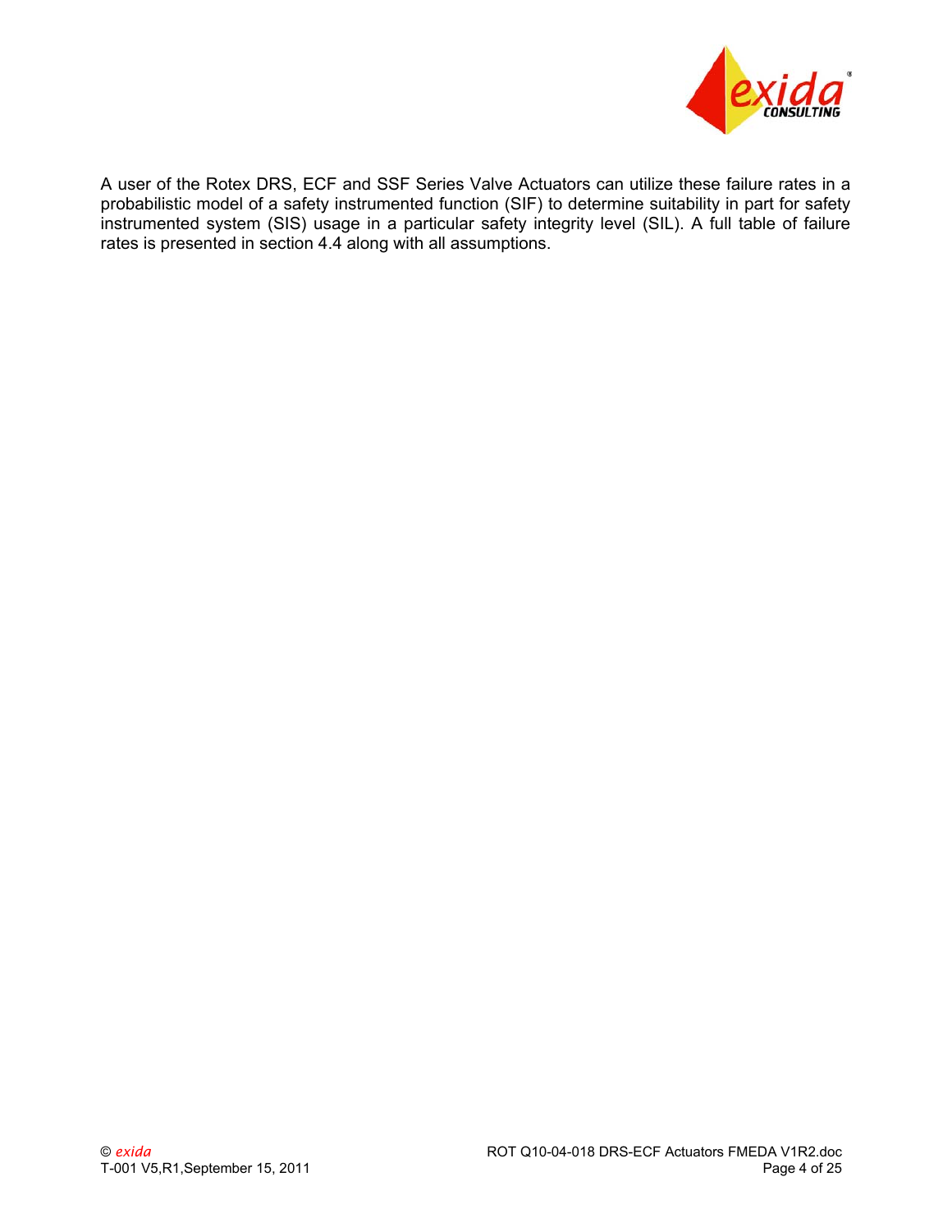A user of the Rotex DRS, ECF and SSF Series Valve Actuators can utilize these failure rates in a probabilistic model of a safety instrumented function (SIF) to determine suitability in part for safety instrumented system (SIS) usage in a particular safety integrity level (SIL). A full table of failure rates is presented in section 4.4 along with all assumptions.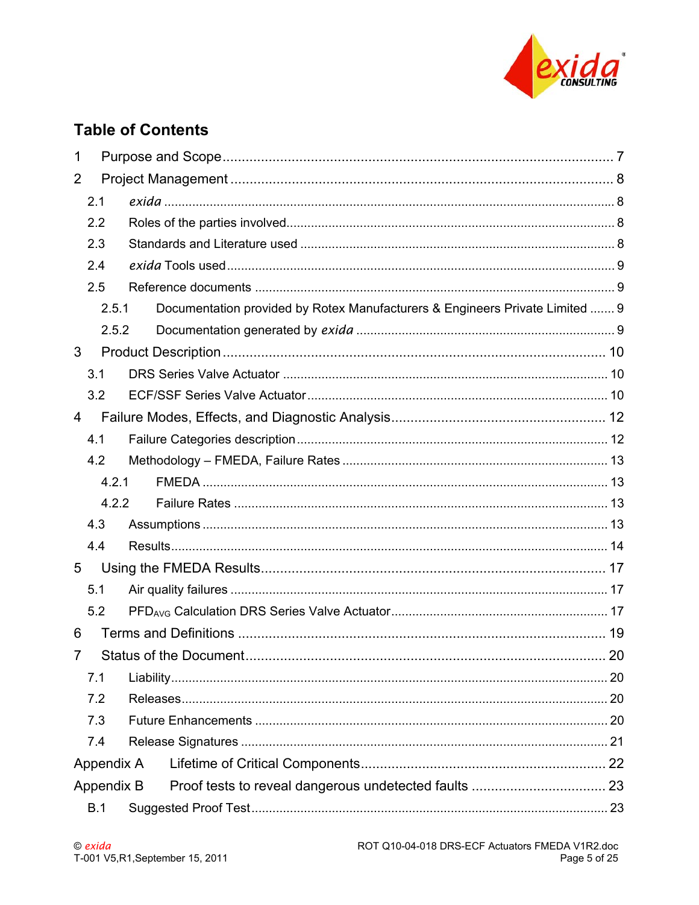## Table of Contents

1 Purpose and Scope ........................................................................................................ 7

2 Project Management ...................................................................................................... 8

  2.1 *exida* ...................................................................................................................... 8

  2.2 Roles of the parties involved................................................................................... 8

  2.3 Standards and Literature used ................................................................................ 8

  2.4 *exida* Tools used..................................................................................................... 9

  2.5 Reference documents ............................................................................................. 9

    2.5.1 Documentation provided by Rotex Manufacturers & Engineers Private Limited ....... 9

    2.5.2 Documentation generated by *exida* ....................................................................... 9

3 Product Description ...................................................................................................... 10

  3.1 DRS Series Valve Actuator ................................................................................... 10

  3.2 ECF/SSF Series Valve Actuator ............................................................................ 10

4 Failure Modes, Effects, and Diagnostic Analysis........................................................ 12

  4.1 Failure Categories description.............................................................................. 12

  4.2 Methodology – FMEDA, Failure Rates .................................................................. 13

    4.2.1 FMEDA ................................................................................................................ 13

    4.2.2 Failure Rates ....................................................................................................... 13

  4.3 Assumptions .......................................................................................................... 13

  4.4 Results.................................................................................................................... 14

5 Using the FMEDA Results............................................................................................ 17

  5.1 Air quality failures .................................................................................................. 17

  5.2 $PFD_{AVG}$ Calculation DRS Series Valve Actuator................................................. 17

6 Terms and Definitions .................................................................................................. 19

7 Status of the Document................................................................................................ 20

  7.1 Liability.................................................................................................................... 20

  7.2 Releases................................................................................................................. 20

  7.3 Future Enhancements ........................................................................................... 20

  7.4 Release Signatures ............................................................................................... 21

Appendix A Lifetime of Critical Components................................................................. 22

Appendix B Proof tests to reveal dangerous undetected faults .................................... 23

  B.1 Suggested Proof Test............................................................................................ 23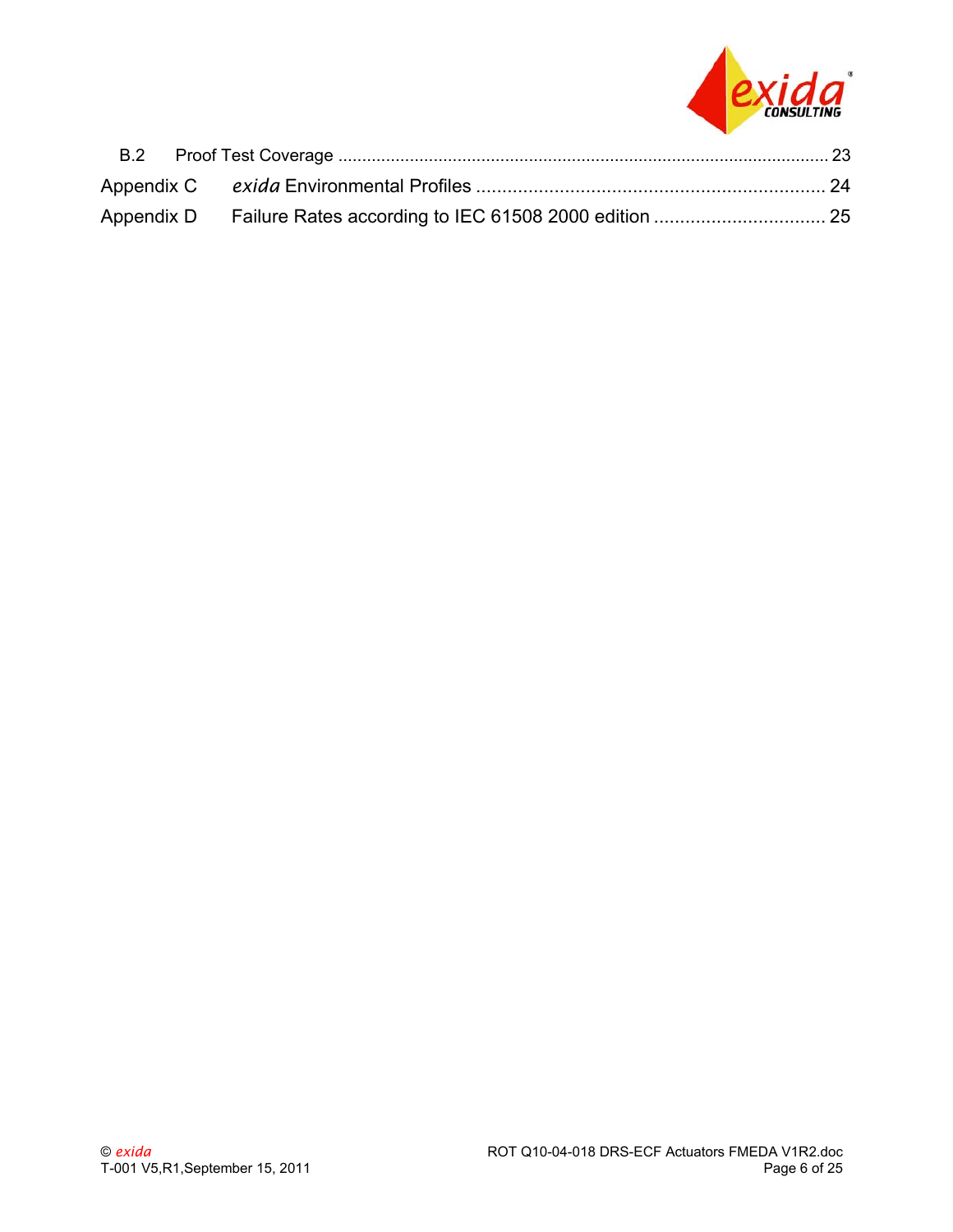B.2 Proof Test Coverage ..................................................................................................... 23

Appendix C *exida* Environmental Profiles ................................................................... 24

Appendix D Failure Rates according to IEC 61508 2000 edition ................................. 25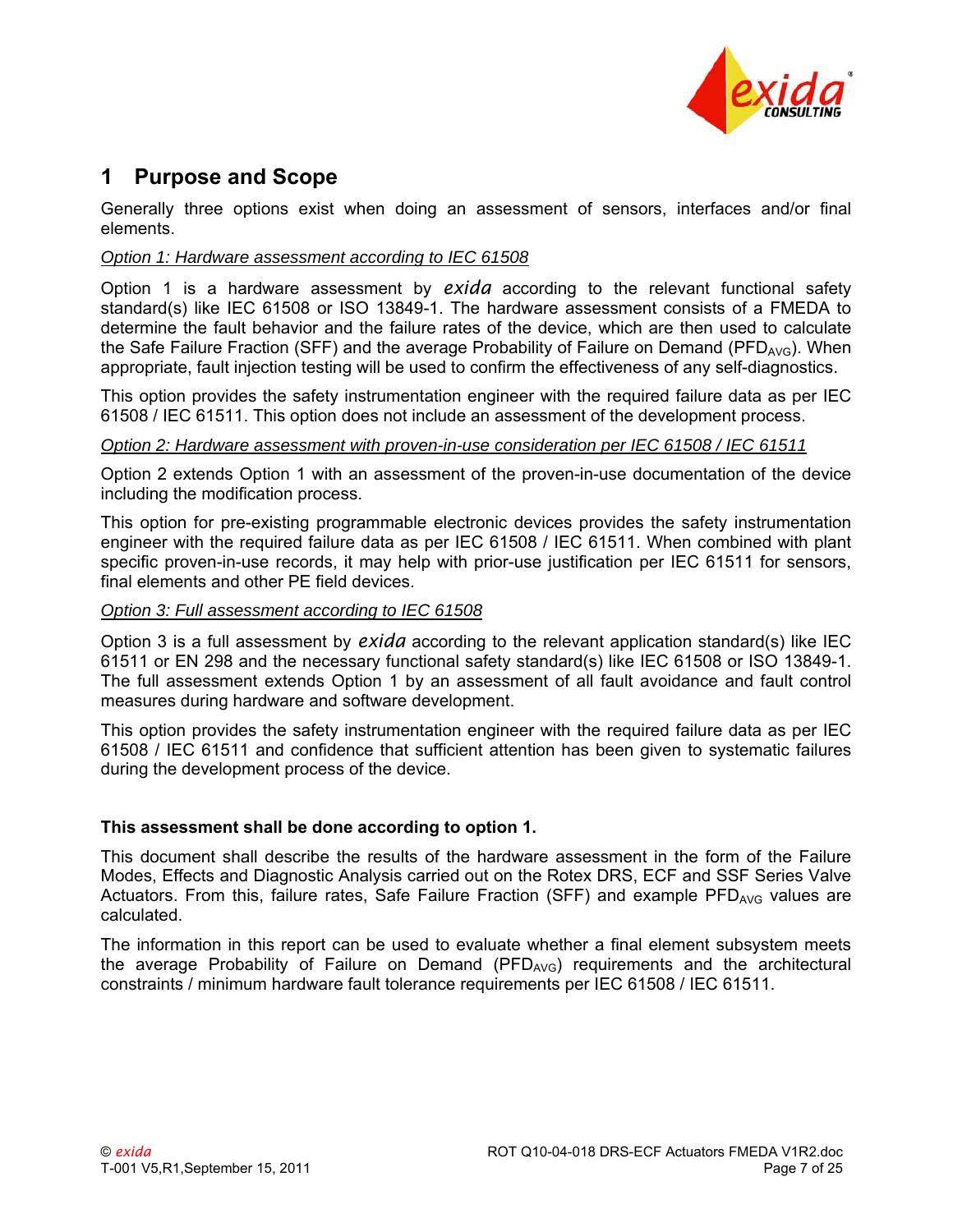# 1 Purpose and Scope

Generally three options exist when doing an assessment of sensors, interfaces and/or final elements.

*Option 1: Hardware assessment according to IEC 61508*

Option 1 is a hardware assessment by *exida* according to the relevant functional safety standard(s) like IEC 61508 or ISO 13849-1. The hardware assessment consists of a FMEDA to determine the fault behavior and the failure rates of the device, which are then used to calculate the Safe Failure Fraction (SFF) and the average Probability of Failure on Demand ($PFD_{AVG}$). When appropriate, fault injection testing will be used to confirm the effectiveness of any self-diagnostics.

This option provides the safety instrumentation engineer with the required failure data as per IEC 61508 / IEC 61511. This option does not include an assessment of the development process.

*Option 2: Hardware assessment with proven-in-use consideration per IEC 61508 / IEC 61511*

Option 2 extends Option 1 with an assessment of the proven-in-use documentation of the device including the modification process.

This option for pre-existing programmable electronic devices provides the safety instrumentation engineer with the required failure data as per IEC 61508 / IEC 61511. When combined with plant specific proven-in-use records, it may help with prior-use justification per IEC 61511 for sensors, final elements and other PE field devices.

*Option 3: Full assessment according to IEC 61508*

Option 3 is a full assessment by *exida* according to the relevant application standard(s) like IEC 61511 or EN 298 and the necessary functional safety standard(s) like IEC 61508 or ISO 13849-1. The full assessment extends Option 1 by an assessment of all fault avoidance and fault control measures during hardware and software development.

This option provides the safety instrumentation engineer with the required failure data as per IEC 61508 / IEC 61511 and confidence that sufficient attention has been given to systematic failures during the development process of the device.

**This assessment shall be done according to option 1.**

This document shall describe the results of the hardware assessment in the form of the Failure Modes, Effects and Diagnostic Analysis carried out on the Rotex DRS, ECF and SSF Series Valve Actuators. From this, failure rates, Safe Failure Fraction (SFF) and example $PFD_{AVG}$ values are calculated.

The information in this report can be used to evaluate whether a final element subsystem meets the average Probability of Failure on Demand ($PFD_{AVG}$) requirements and the architectural constraints / minimum hardware fault tolerance requirements per IEC 61508 / IEC 61511.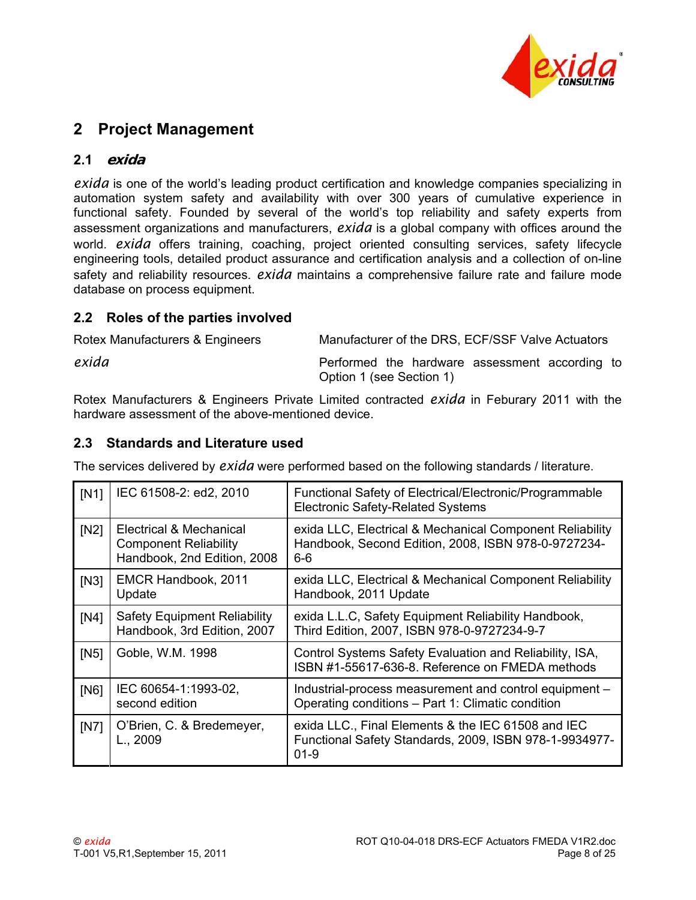## 2 Project Management

### 2.1 *exida*

*exida* is one of the world's leading product certification and knowledge companies specializing in automation system safety and availability with over 300 years of cumulative experience in functional safety. Founded by several of the world's top reliability and safety experts from assessment organizations and manufacturers, *exida* is a global company with offices around the world. *exida* offers training, coaching, project oriented consulting services, safety lifecycle engineering tools, detailed product assurance and certification analysis and a collection of on-line safety and reliability resources. *exida* maintains a comprehensive failure rate and failure mode database on process equipment.

### 2.2 Roles of the parties involved

| | |
|---|---|
| Rotex Manufacturers & Engineers | Manufacturer of the DRS, ECF/SSF Valve Actuators |
| *exida* | Performed the hardware assessment according to Option 1 (see Section 1) |

Rotex Manufacturers & Engineers Private Limited contracted *exida* in Feburary 2011 with the hardware assessment of the above-mentioned device.

### 2.3 Standards and Literature used

The services delivered by *exida* were performed based on the following standards / literature.

| | | |
|---|---|---|
| [N1] | IEC 61508-2: ed2, 2010 | Functional Safety of Electrical/Electronic/Programmable Electronic Safety-Related Systems |
| [N2] | Electrical & Mechanical Component Reliability Handbook, 2nd Edition, 2008 | exida LLC, Electrical & Mechanical Component Reliability Handbook, Second Edition, 2008, ISBN 978-0-9727234-6-6 |
| [N3] | EMCR Handbook, 2011 Update | exida LLC, Electrical & Mechanical Component Reliability Handbook, 2011 Update |
| [N4] | Safety Equipment Reliability Handbook, 3rd Edition, 2007 | exida L.L.C, Safety Equipment Reliability Handbook, Third Edition, 2007, ISBN 978-0-9727234-9-7 |
| [N5] | Goble, W.M. 1998 | Control Systems Safety Evaluation and Reliability, ISA, ISBN #1-55617-636-8. Reference on FMEDA methods |
| [N6] | IEC 60654-1:1993-02, second edition | Industrial-process measurement and control equipment – Operating conditions – Part 1: Climatic condition |
| [N7] | O'Brien, C. & Bredemeyer, L., 2009 | exida LLC., Final Elements & the IEC 61508 and IEC Functional Safety Standards, 2009, ISBN 978-1-9934977-01-9 |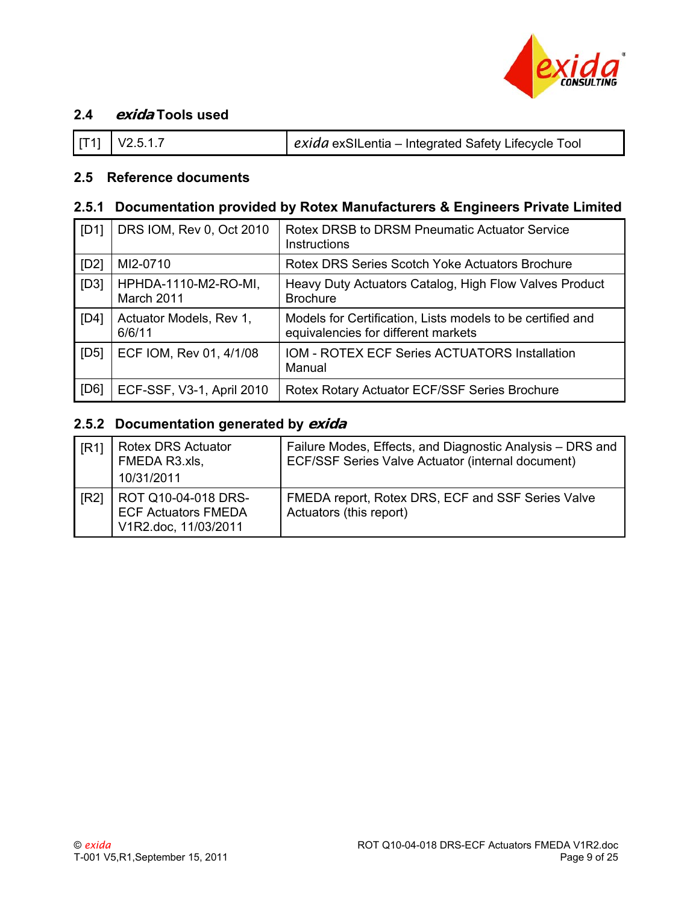## 2.4 *exida* Tools used

| [T1] | V2.5.1.7 | *exida* exSILentia – Integrated Safety Lifecycle Tool |
|---|---|---|

## 2.5 Reference documents

### 2.5.1 Documentation provided by Rotex Manufacturers & Engineers Private Limited

| [D1] | DRS IOM, Rev 0, Oct 2010 | Rotex DRSB to DRSM Pneumatic Actuator Service Instructions |
|---|---|---|
| [D2] | MI2-0710 | Rotex DRS Series Scotch Yoke Actuators Brochure |
| [D3] | HPHDA-1110-M2-RO-MI, March 2011 | Heavy Duty Actuators Catalog, High Flow Valves Product Brochure |
| [D4] | Actuator Models, Rev 1, 6/6/11 | Models for Certification, Lists models to be certified and equivalencies for different markets |
| [D5] | ECF IOM, Rev 01, 4/1/08 | IOM - ROTEX ECF Series ACTUATORS Installation Manual |
| [D6] | ECF-SSF, V3-1, April 2010 | Rotex Rotary Actuator ECF/SSF Series Brochure |

### 2.5.2 Documentation generated by *exida*

| [R1] | Rotex DRS Actuator FMEDA R3.xls, 10/31/2011 | Failure Modes, Effects, and Diagnostic Analysis – DRS and ECF/SSF Series Valve Actuator (internal document) |
|---|---|---|
| [R2] | ROT Q10-04-018 DRS-ECF Actuators FMEDA V1R2.doc, 11/03/2011 | FMEDA report, Rotex DRS, ECF and SSF Series Valve Actuators (this report) |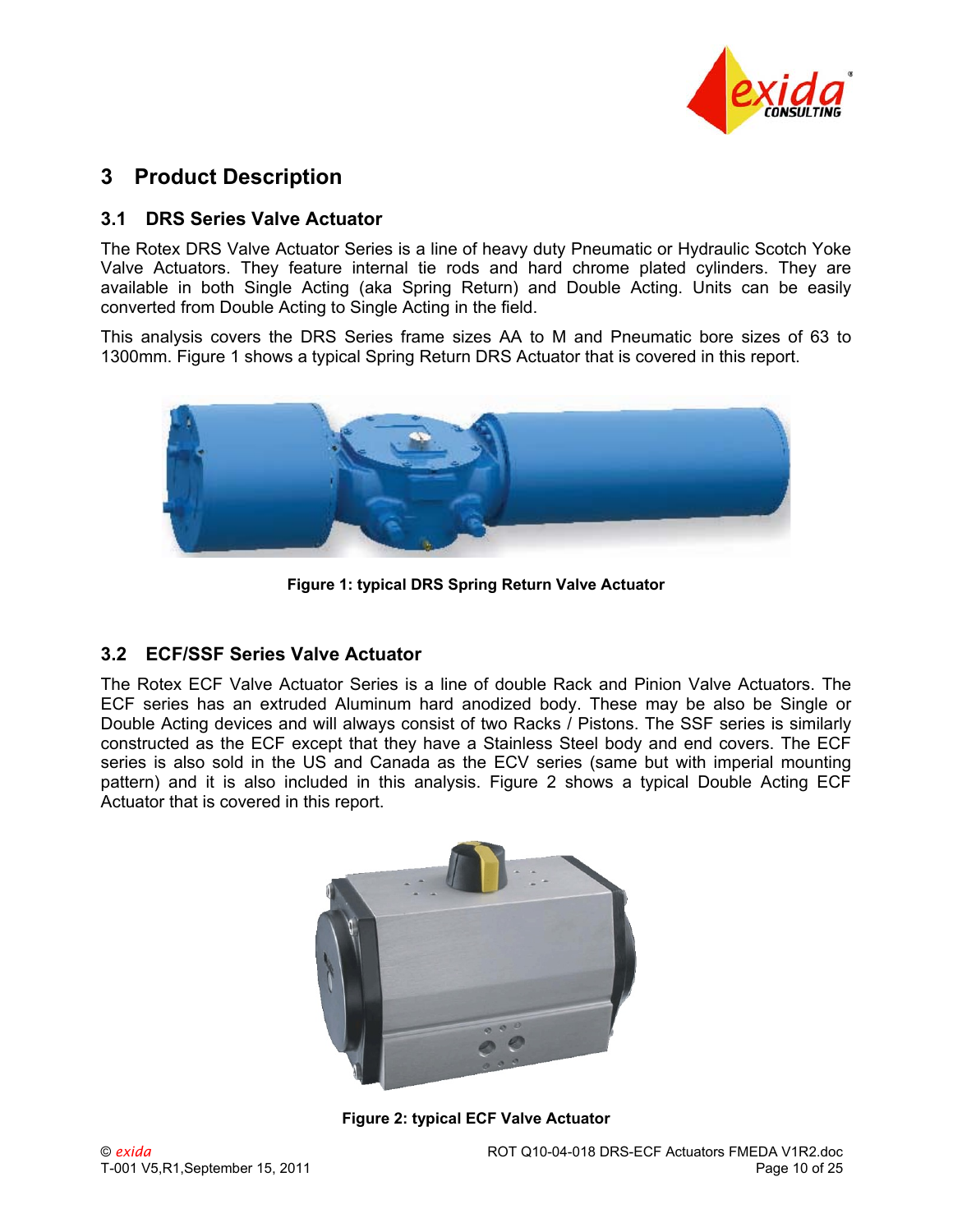# 3 Product Description

## 3.1 DRS Series Valve Actuator

The Rotex DRS Valve Actuator Series is a line of heavy duty Pneumatic or Hydraulic Scotch Yoke Valve Actuators. They feature internal tie rods and hard chrome plated cylinders. They are available in both Single Acting (aka Spring Return) and Double Acting. Units can be easily converted from Double Acting to Single Acting in the field.

This analysis covers the DRS Series frame sizes AA to M and Pneumatic bore sizes of 63 to 1300mm. Figure 1 shows a typical Spring Return DRS Actuator that is covered in this report.

**Figure 1: typical DRS Spring Return Valve Actuator**

## 3.2 ECF/SSF Series Valve Actuator

The Rotex ECF Valve Actuator Series is a line of double Rack and Pinion Valve Actuators. The ECF series has an extruded Aluminum hard anodized body. These may be also be Single or Double Acting devices and will always consist of two Racks / Pistons. The SSF series is similarly constructed as the ECF except that they have a Stainless Steel body and end covers. The ECF series is also sold in the US and Canada as the ECV series (same but with imperial mounting pattern) and it is also included in this analysis. Figure 2 shows a typical Double Acting ECF Actuator that is covered in this report.

**Figure 2: typical ECF Valve Actuator**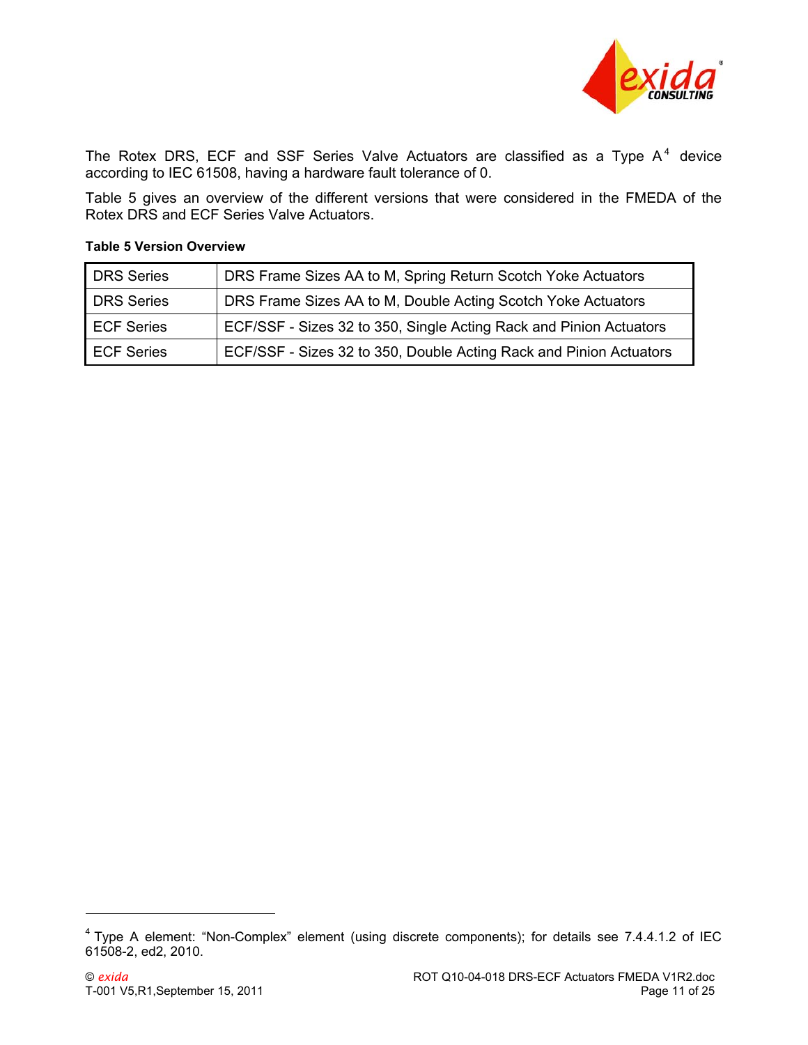The Rotex DRS, ECF and SSF Series Valve Actuators are classified as a Type A[4] device according to IEC 61508, having a hardware fault tolerance of 0.

Table 5 gives an overview of the different versions that were considered in the FMEDA of the Rotex DRS and ECF Series Valve Actuators.

**Table 5 Version Overview**

| | |
|---|---|
| DRS Series | DRS Frame Sizes AA to M, Spring Return Scotch Yoke Actuators |
| DRS Series | DRS Frame Sizes AA to M, Double Acting Scotch Yoke Actuators |
| ECF Series | ECF/SSF - Sizes 32 to 350, Single Acting Rack and Pinion Actuators |
| ECF Series | ECF/SSF - Sizes 32 to 350, Double Acting Rack and Pinion Actuators |

[4] Type A element: "Non-Complex" element (using discrete components); for details see 7.4.4.1.2 of IEC 61508-2, ed2, 2010.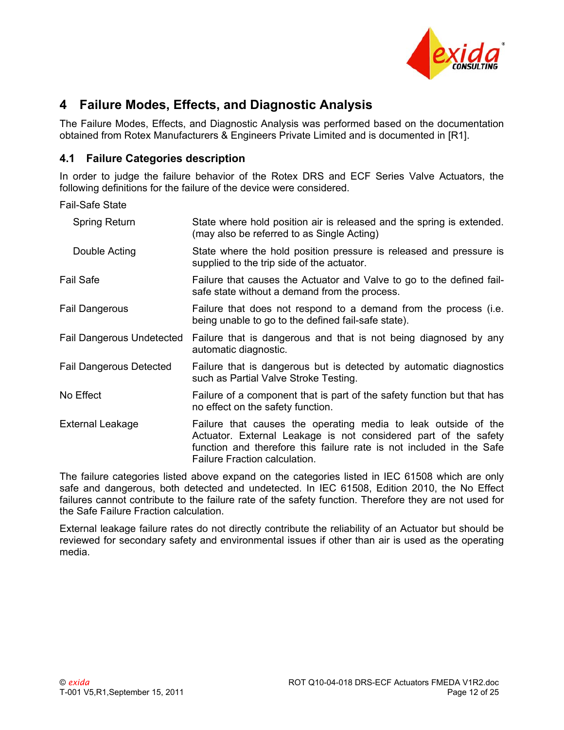# 4 Failure Modes, Effects, and Diagnostic Analysis

The Failure Modes, Effects, and Diagnostic Analysis was performed based on the documentation obtained from Rotex Manufacturers & Engineers Private Limited and is documented in [R1].

## 4.1 Failure Categories description

In order to judge the failure behavior of the Rotex DRS and ECF Series Valve Actuators, the following definitions for the failure of the device were considered.

Fail-Safe State

| | |
|---|---|
| Spring Return | State where hold position air is released and the spring is extended. (may also be referred to as Single Acting) |
| Double Acting | State where the hold position pressure is released and pressure is supplied to the trip side of the actuator. |
| Fail Safe | Failure that causes the Actuator and Valve to go to the defined fail-safe state without a demand from the process. |
| Fail Dangerous | Failure that does not respond to a demand from the process (i.e. being unable to go to the defined fail-safe state). |
| Fail Dangerous Undetected | Failure that is dangerous and that is not being diagnosed by any automatic diagnostic. |
| Fail Dangerous Detected | Failure that is dangerous but is detected by automatic diagnostics such as Partial Valve Stroke Testing. |
| No Effect | Failure of a component that is part of the safety function but that has no effect on the safety function. |
| External Leakage | Failure that causes the operating media to leak outside of the Actuator. External Leakage is not considered part of the safety function and therefore this failure rate is not included in the Safe Failure Fraction calculation. |

The failure categories listed above expand on the categories listed in IEC 61508 which are only safe and dangerous, both detected and undetected. In IEC 61508, Edition 2010, the No Effect failures cannot contribute to the failure rate of the safety function. Therefore they are not used for the Safe Failure Fraction calculation.

External leakage failure rates do not directly contribute the reliability of an Actuator but should be reviewed for secondary safety and environmental issues if other than air is used as the operating media.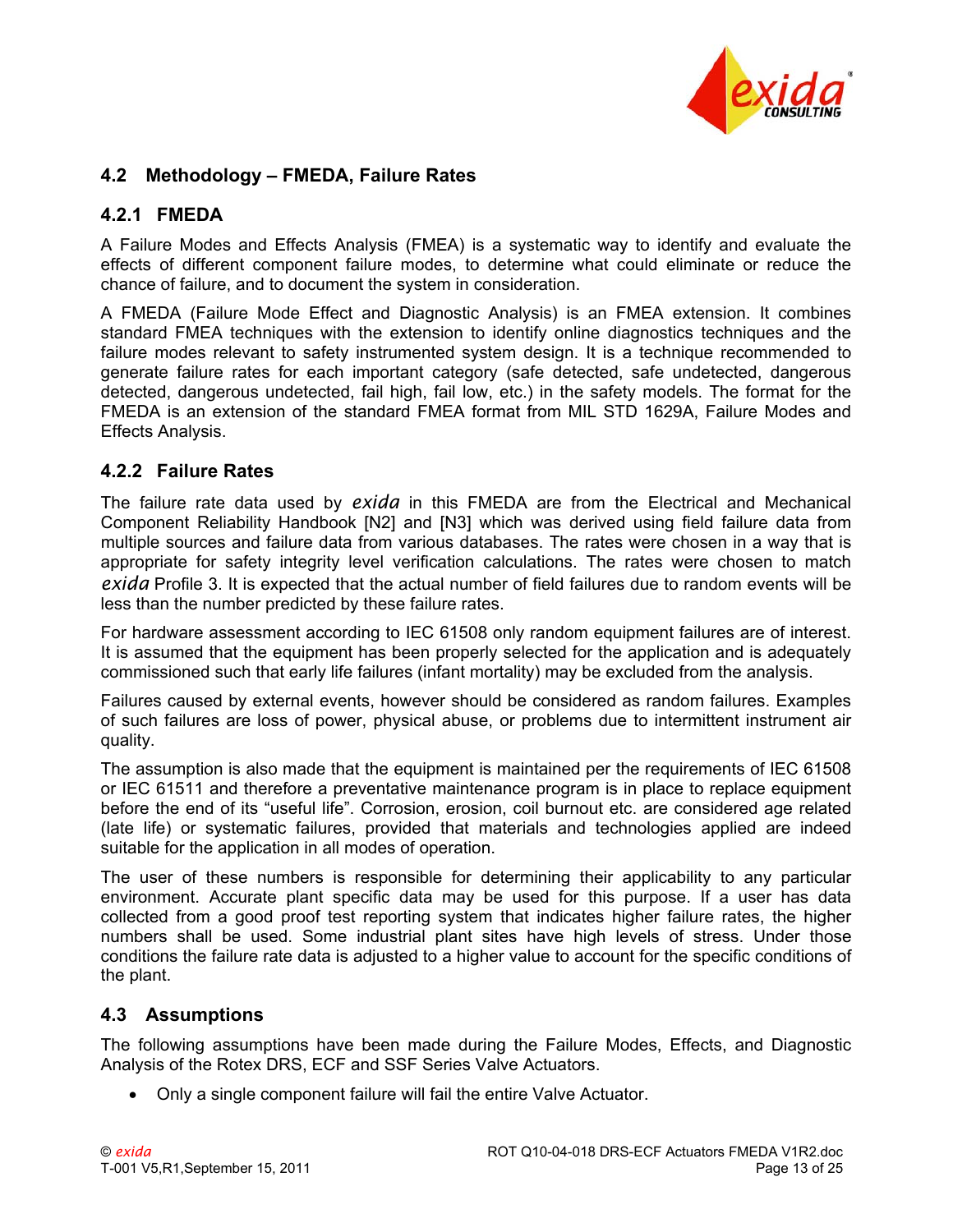## 4.2 Methodology – FMEDA, Failure Rates

### 4.2.1 FMEDA

A Failure Modes and Effects Analysis (FMEA) is a systematic way to identify and evaluate the effects of different component failure modes, to determine what could eliminate or reduce the chance of failure, and to document the system in consideration.

A FMEDA (Failure Mode Effect and Diagnostic Analysis) is an FMEA extension. It combines standard FMEA techniques with the extension to identify online diagnostics techniques and the failure modes relevant to safety instrumented system design. It is a technique recommended to generate failure rates for each important category (safe detected, safe undetected, dangerous detected, dangerous undetected, fail high, fail low, etc.) in the safety models. The format for the FMEDA is an extension of the standard FMEA format from MIL STD 1629A, Failure Modes and Effects Analysis.

### 4.2.2 Failure Rates

The failure rate data used by *exida* in this FMEDA are from the Electrical and Mechanical Component Reliability Handbook [N2] and [N3] which was derived using field failure data from multiple sources and failure data from various databases. The rates were chosen in a way that is appropriate for safety integrity level verification calculations. The rates were chosen to match *exida* Profile 3. It is expected that the actual number of field failures due to random events will be less than the number predicted by these failure rates.

For hardware assessment according to IEC 61508 only random equipment failures are of interest. It is assumed that the equipment has been properly selected for the application and is adequately commissioned such that early life failures (infant mortality) may be excluded from the analysis.

Failures caused by external events, however should be considered as random failures. Examples of such failures are loss of power, physical abuse, or problems due to intermittent instrument air quality.

The assumption is also made that the equipment is maintained per the requirements of IEC 61508 or IEC 61511 and therefore a preventative maintenance program is in place to replace equipment before the end of its "useful life". Corrosion, erosion, coil burnout etc. are considered age related (late life) or systematic failures, provided that materials and technologies applied are indeed suitable for the application in all modes of operation.

The user of these numbers is responsible for determining their applicability to any particular environment. Accurate plant specific data may be used for this purpose. If a user has data collected from a good proof test reporting system that indicates higher failure rates, the higher numbers shall be used. Some industrial plant sites have high levels of stress. Under those conditions the failure rate data is adjusted to a higher value to account for the specific conditions of the plant.

## 4.3 Assumptions

The following assumptions have been made during the Failure Modes, Effects, and Diagnostic Analysis of the Rotex DRS, ECF and SSF Series Valve Actuators.

- Only a single component failure will fail the entire Valve Actuator.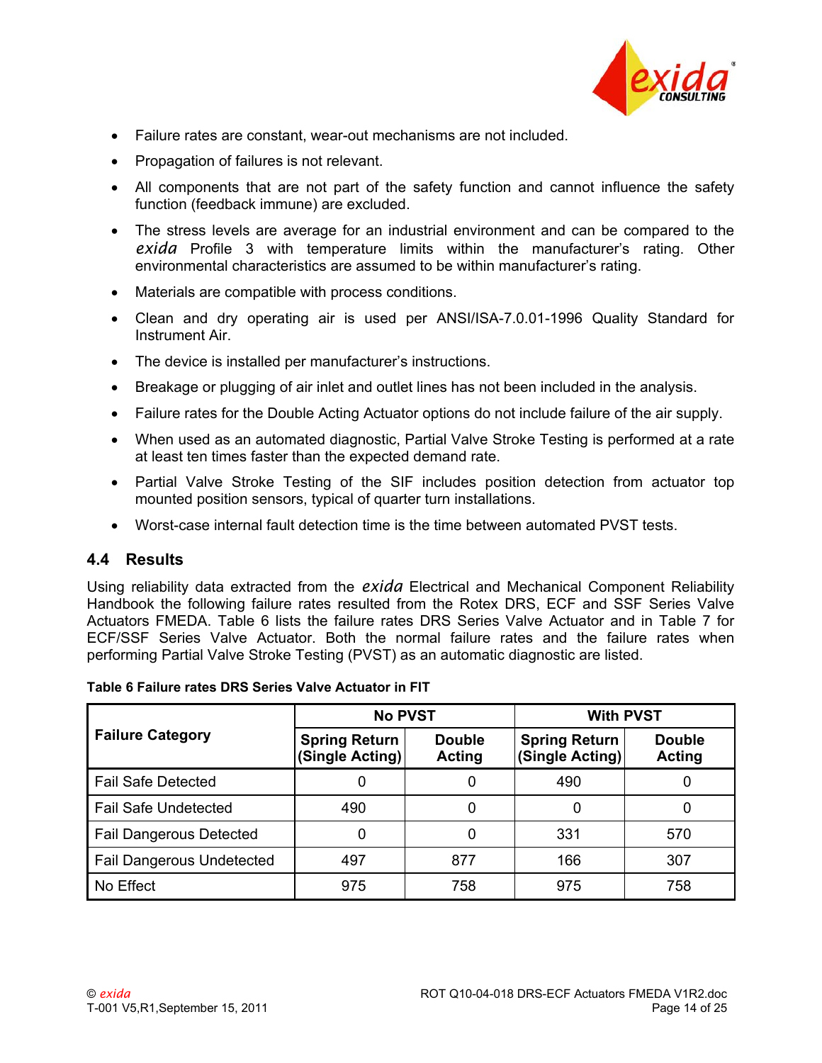- Failure rates are constant, wear-out mechanisms are not included.
- Propagation of failures is not relevant.
- All components that are not part of the safety function and cannot influence the safety function (feedback immune) are excluded.
- The stress levels are average for an industrial environment and can be compared to the *exida* Profile 3 with temperature limits within the manufacturer's rating. Other environmental characteristics are assumed to be within manufacturer's rating.
- Materials are compatible with process conditions.
- Clean and dry operating air is used per ANSI/ISA-7.0.01-1996 Quality Standard for Instrument Air.
- The device is installed per manufacturer's instructions.
- Breakage or plugging of air inlet and outlet lines has not been included in the analysis.
- Failure rates for the Double Acting Actuator options do not include failure of the air supply.
- When used as an automated diagnostic, Partial Valve Stroke Testing is performed at a rate at least ten times faster than the expected demand rate.
- Partial Valve Stroke Testing of the SIF includes position detection from actuator top mounted position sensors, typical of quarter turn installations.
- Worst-case internal fault detection time is the time between automated PVST tests.

## 4.4 Results

Using reliability data extracted from the *exida* Electrical and Mechanical Component Reliability Handbook the following failure rates resulted from the Rotex DRS, ECF and SSF Series Valve Actuators FMEDA. Table 6 lists the failure rates DRS Series Valve Actuator and in Table 7 for ECF/SSF Series Valve Actuator. Both the normal failure rates and the failure rates when performing Partial Valve Stroke Testing (PVST) as an automatic diagnostic are listed.

**Table 6 Failure rates DRS Series Valve Actuator in FIT**

| Failure Category | No PVST | | With PVST | |
|---|---|---|---|---|
| | Spring Return (Single Acting) | Double Acting | Spring Return (Single Acting) | Double Acting |
| Fail Safe Detected | 0 | 0 | 490 | 0 |
| Fail Safe Undetected | 490 | 0 | 0 | 0 |
| Fail Dangerous Detected | 0 | 0 | 331 | 570 |
| Fail Dangerous Undetected | 497 | 877 | 166 | 307 |
| No Effect | 975 | 758 | 975 | 758 |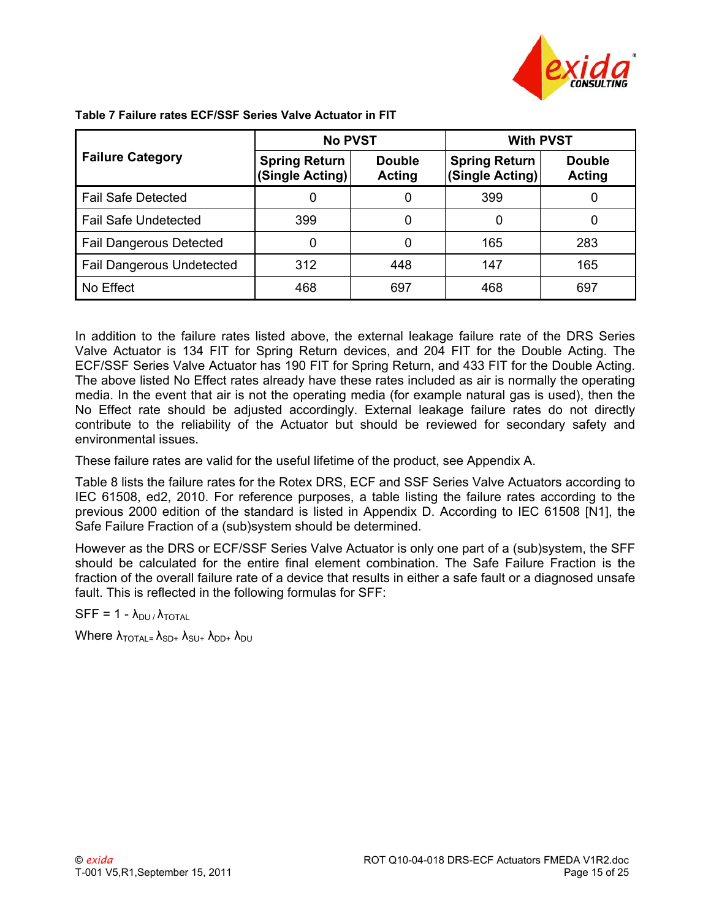**Table 7 Failure rates ECF/SSF Series Valve Actuator in FIT**

| Failure Category | No PVST | | With PVST | |
|---|---|---|---|---|
| | Spring Return (Single Acting) | Double Acting | Spring Return (Single Acting) | Double Acting |
| Fail Safe Detected | 0 | 0 | 399 | 0 |
| Fail Safe Undetected | 399 | 0 | 0 | 0 |
| Fail Dangerous Detected | 0 | 0 | 165 | 283 |
| Fail Dangerous Undetected | 312 | 448 | 147 | 165 |
| No Effect | 468 | 697 | 468 | 697 |

In addition to the failure rates listed above, the external leakage failure rate of the DRS Series Valve Actuator is 134 FIT for Spring Return devices, and 204 FIT for the Double Acting. The ECF/SSF Series Valve Actuator has 190 FIT for Spring Return, and 433 FIT for the Double Acting. The above listed No Effect rates already have these rates included as air is normally the operating media. In the event that air is not the operating media (for example natural gas is used), then the No Effect rate should be adjusted accordingly. External leakage failure rates do not directly contribute to the reliability of the Actuator but should be reviewed for secondary safety and environmental issues.

These failure rates are valid for the useful lifetime of the product, see Appendix A.

Table 8 lists the failure rates for the Rotex DRS, ECF and SSF Series Valve Actuators according to IEC 61508, ed2, 2010. For reference purposes, a table listing the failure rates according to the previous 2000 edition of the standard is listed in Appendix D. According to IEC 61508 [N1], the Safe Failure Fraction of a (sub)system should be determined.

However as the DRS or ECF/SSF Series Valve Actuator is only one part of a (sub)system, the SFF should be calculated for the entire final element combination. The Safe Failure Fraction is the fraction of the overall failure rate of a device that results in either a safe fault or a diagnosed unsafe fault. This is reflected in the following formulas for SFF:

$SFF = 1 - \lambda_{DU} / \lambda_{TOTAL}$

Where $\lambda_{TOTAL} = \lambda_{SD} + \lambda_{SU} + \lambda_{DD} + \lambda_{DU}$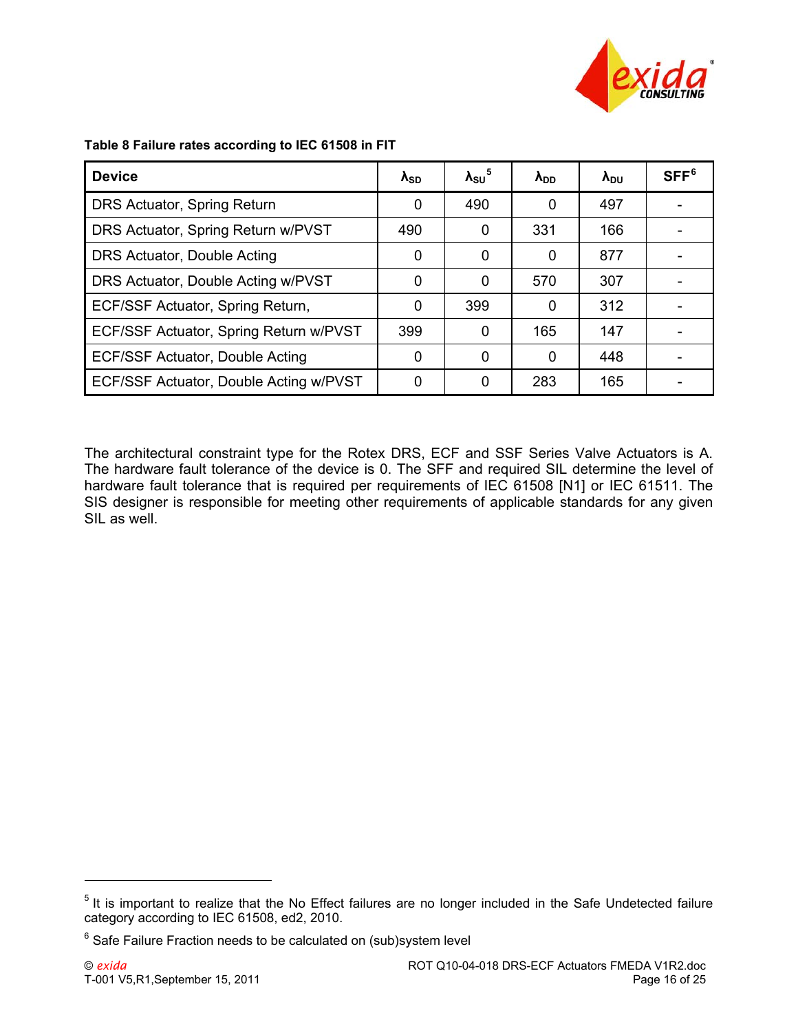**Table 8 Failure rates according to IEC 61508 in FIT**

| Device | $\lambda_{SD}$ | $\lambda_{SU}$ [5] | $\lambda_{DD}$ | $\lambda_{DU}$ | SFF [6] |
|---|---|---|---|---|---|
| DRS Actuator, Spring Return | 0 | 490 | 0 | 497 | - |
| DRS Actuator, Spring Return w/PVST | 490 | 0 | 331 | 166 | - |
| DRS Actuator, Double Acting | 0 | 0 | 0 | 877 | - |
| DRS Actuator, Double Acting w/PVST | 0 | 0 | 570 | 307 | - |
| ECF/SSF Actuator, Spring Return, | 0 | 399 | 0 | 312 | - |
| ECF/SSF Actuator, Spring Return w/PVST | 399 | 0 | 165 | 147 | - |
| ECF/SSF Actuator, Double Acting | 0 | 0 | 0 | 448 | - |
| ECF/SSF Actuator, Double Acting w/PVST | 0 | 0 | 283 | 165 | - |

The architectural constraint type for the Rotex DRS, ECF and SSF Series Valve Actuators is A. The hardware fault tolerance of the device is 0. The SFF and required SIL determine the level of hardware fault tolerance that is required per requirements of IEC 61508 [N1] or IEC 61511. The SIS designer is responsible for meeting other requirements of applicable standards for any given SIL as well.

---

[5] It is important to realize that the No Effect failures are no longer included in the Safe Undetected failure category according to IEC 61508, ed2, 2010.

[6] Safe Failure Fraction needs to be calculated on (sub)system level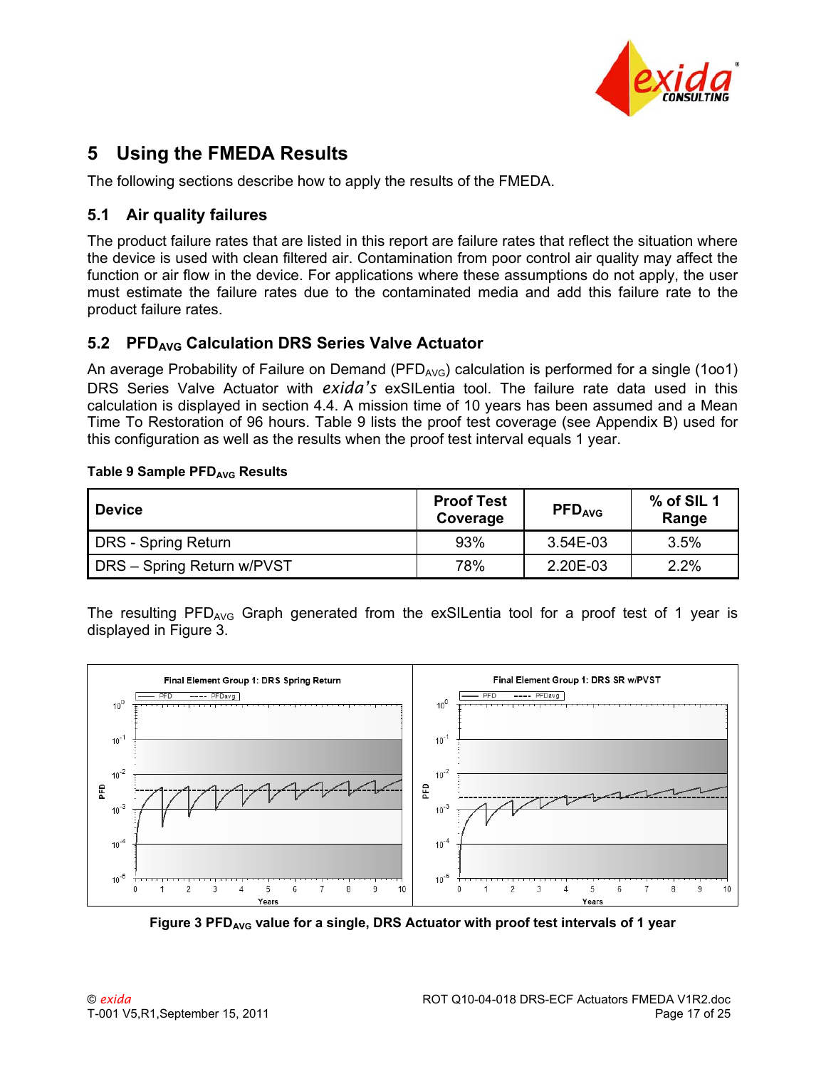# 5 Using the FMEDA Results

The following sections describe how to apply the results of the FMEDA.

## 5.1 Air quality failures

The product failure rates that are listed in this report are failure rates that reflect the situation where the device is used with clean filtered air. Contamination from poor control air quality may affect the function or air flow in the device. For applications where these assumptions do not apply, the user must estimate the failure rates due to the contaminated media and add this failure rate to the product failure rates.

## 5.2 $PFD_{AVG}$ Calculation DRS Series Valve Actuator

An average Probability of Failure on Demand ($PFD_{AVG}$) calculation is performed for a single (1oo1) DRS Series Valve Actuator with *exida's* exSILentia tool. The failure rate data used in this calculation is displayed in section 4.4. A mission time of 10 years has been assumed and a Mean Time To Restoration of 96 hours. Table 9 lists the proof test coverage (see Appendix B) used for this configuration as well as the results when the proof test interval equals 1 year.

**Table 9 Sample $PFD_{AVG}$ Results**

| Device | Proof Test Coverage | $PFD_{AVG}$ | % of SIL 1 Range |
|---|---|---|---|
| DRS - Spring Return | 93% | 3.54E-03 | 3.5% |
| DRS – Spring Return w/PVST | 78% | 2.20E-03 | 2.2% |

The resulting $PFD_{AVG}$ Graph generated from the exSILentia tool for a proof test of 1 year is displayed in Figure 3.

**Figure 3 $PFD_{AVG}$ value for a single, DRS Actuator with proof test intervals of 1 year**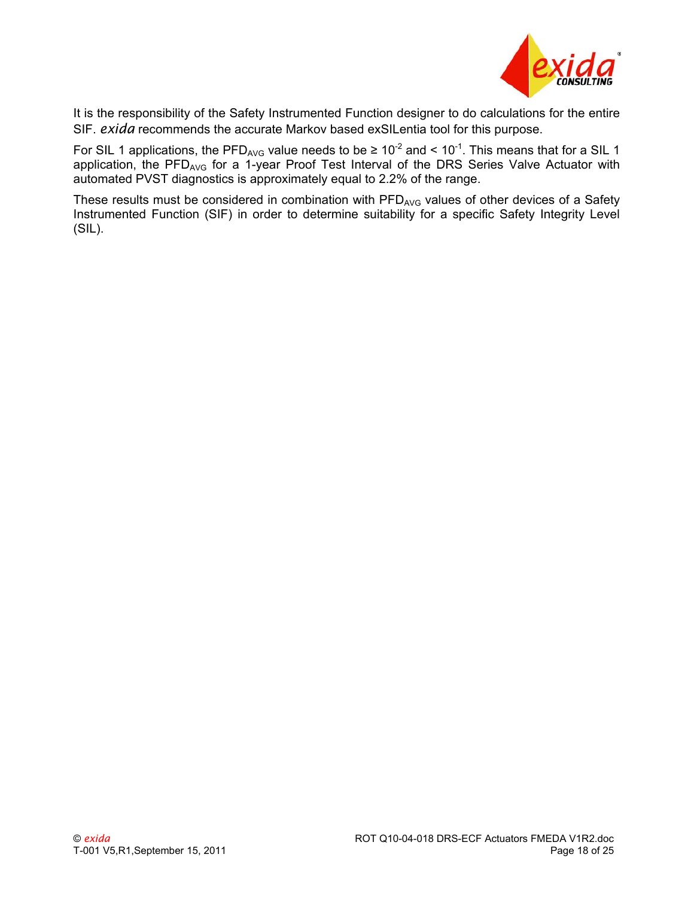It is the responsibility of the Safety Instrumented Function designer to do calculations for the entire SIF. *exida* recommends the accurate Markov based exSILentia tool for this purpose.

For SIL 1 applications, the $PFD_{AVG}$ value needs to be ≥ $10^{-2}$ and < $10^{-1}$. This means that for a SIL 1 application, the $PFD_{AVG}$ for a 1-year Proof Test Interval of the DRS Series Valve Actuator with automated PVST diagnostics is approximately equal to 2.2% of the range.

These results must be considered in combination with $PFD_{AVG}$ values of other devices of a Safety Instrumented Function (SIF) in order to determine suitability for a specific Safety Integrity Level (SIL).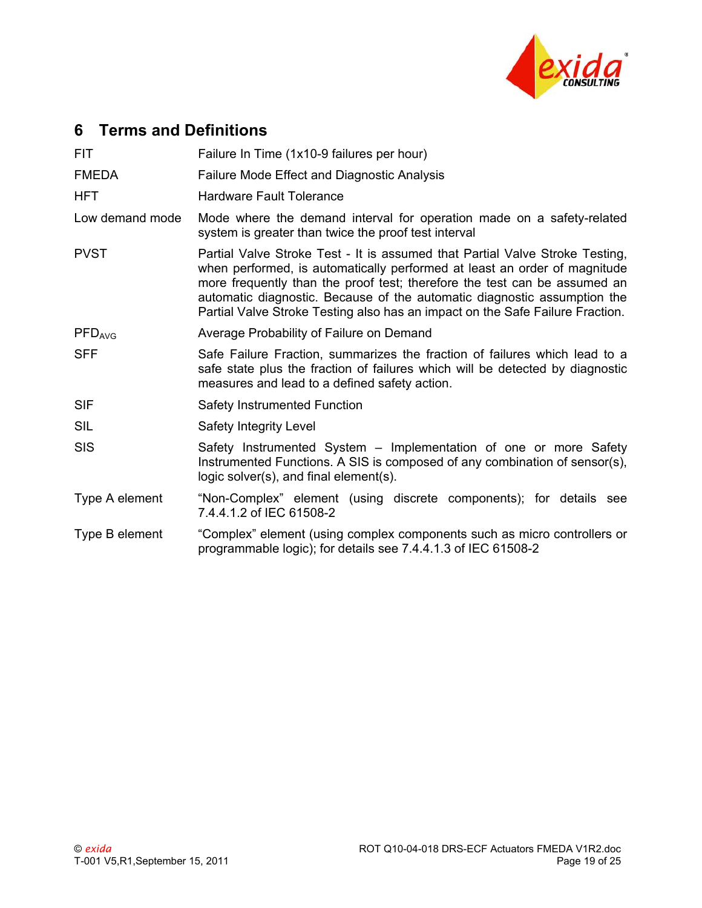## 6 Terms and Definitions

| | |
|---|---|
| FIT | Failure In Time (1x10-9 failures per hour) |
| FMEDA | Failure Mode Effect and Diagnostic Analysis |
| HFT | Hardware Fault Tolerance |
| Low demand mode | Mode where the demand interval for operation made on a safety-related system is greater than twice the proof test interval |
| PVST | Partial Valve Stroke Test - It is assumed that Partial Valve Stroke Testing, when performed, is automatically performed at least an order of magnitude more frequently than the proof test; therefore the test can be assumed an automatic diagnostic. Because of the automatic diagnostic assumption the Partial Valve Stroke Testing also has an impact on the Safe Failure Fraction. |
| $PFD_{AVG}$ | Average Probability of Failure on Demand |
| SFF | Safe Failure Fraction, summarizes the fraction of failures which lead to a safe state plus the fraction of failures which will be detected by diagnostic measures and lead to a defined safety action. |
| SIF | Safety Instrumented Function |
| SIL | Safety Integrity Level |
| SIS | Safety Instrumented System – Implementation of one or more Safety Instrumented Functions. A SIS is composed of any combination of sensor(s), logic solver(s), and final element(s). |
| Type A element | "Non-Complex" element (using discrete components); for details see 7.4.4.1.2 of IEC 61508-2 |
| Type B element | "Complex" element (using complex components such as micro controllers or programmable logic); for details see 7.4.4.1.3 of IEC 61508-2 |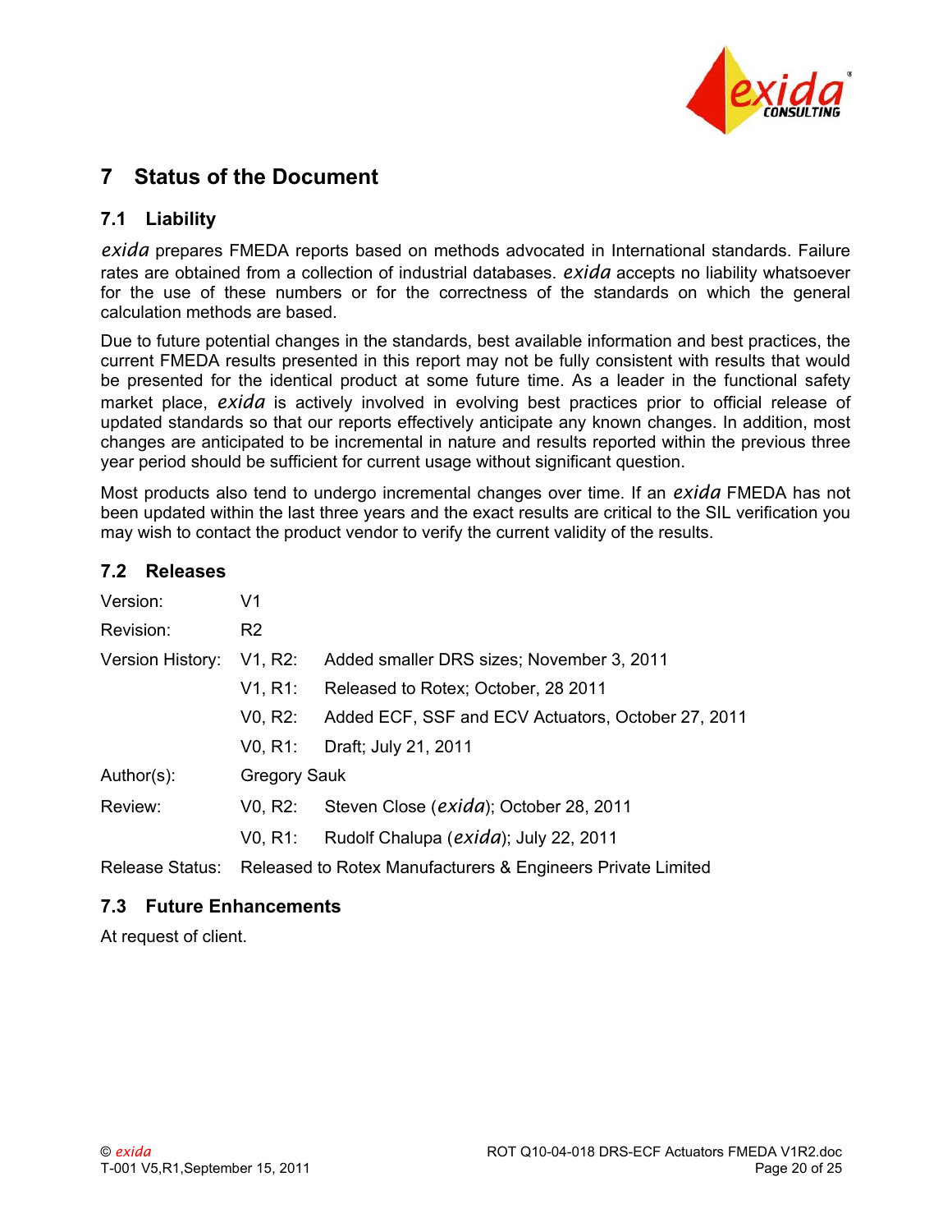# 7 Status of the Document

## 7.1 Liability

*exida* prepares FMEDA reports based on methods advocated in International standards. Failure rates are obtained from a collection of industrial databases. *exida* accepts no liability whatsoever for the use of these numbers or for the correctness of the standards on which the general calculation methods are based.

Due to future potential changes in the standards, best available information and best practices, the current FMEDA results presented in this report may not be fully consistent with results that would be presented for the identical product at some future time. As a leader in the functional safety market place, *exida* is actively involved in evolving best practices prior to official release of updated standards so that our reports effectively anticipate any known changes. In addition, most changes are anticipated to be incremental in nature and results reported within the previous three year period should be sufficient for current usage without significant question.

Most products also tend to undergo incremental changes over time. If an *exida* FMEDA has not been updated within the last three years and the exact results are critical to the SIL verification you may wish to contact the product vendor to verify the current validity of the results.

## 7.2 Releases

| | | |
|---|---|---|
| Version: | V1 | |
| Revision: | R2 | |
| Version History: | V1, R2: | Added smaller DRS sizes; November 3, 2011 |
| | V1, R1: | Released to Rotex; October, 28 2011 |
| | V0, R2: | Added ECF, SSF and ECV Actuators, October 27, 2011 |
| | V0, R1: | Draft; July 21, 2011 |
| Author(s): | Gregory Sauk | |
| Review: | V0, R2: | Steven Close (*exida*); October 28, 2011 |
| | V0, R1: | Rudolf Chalupa (*exida*); July 22, 2011 |
| Release Status: | Released to Rotex Manufacturers & Engineers Private Limited | |

## 7.3 Future Enhancements

At request of client.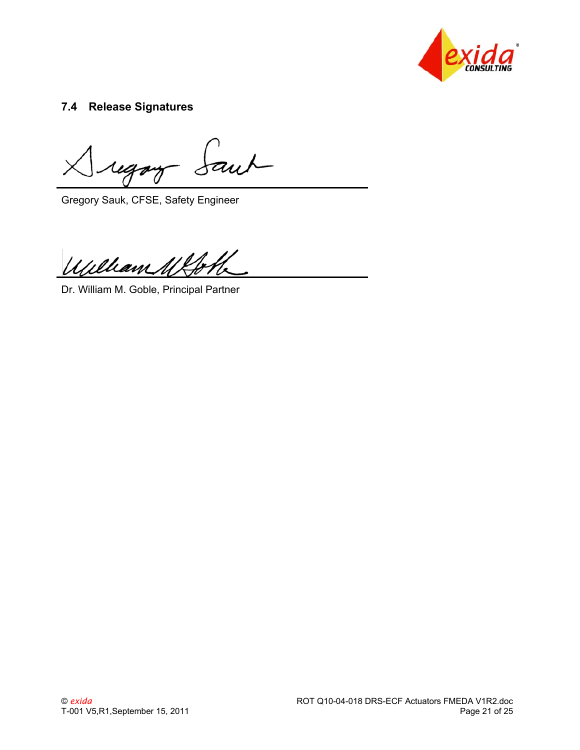## 7.4 Release Signatures

Gregory Sauk, CFSE, Safety Engineer

Dr. William M. Goble, Principal Partner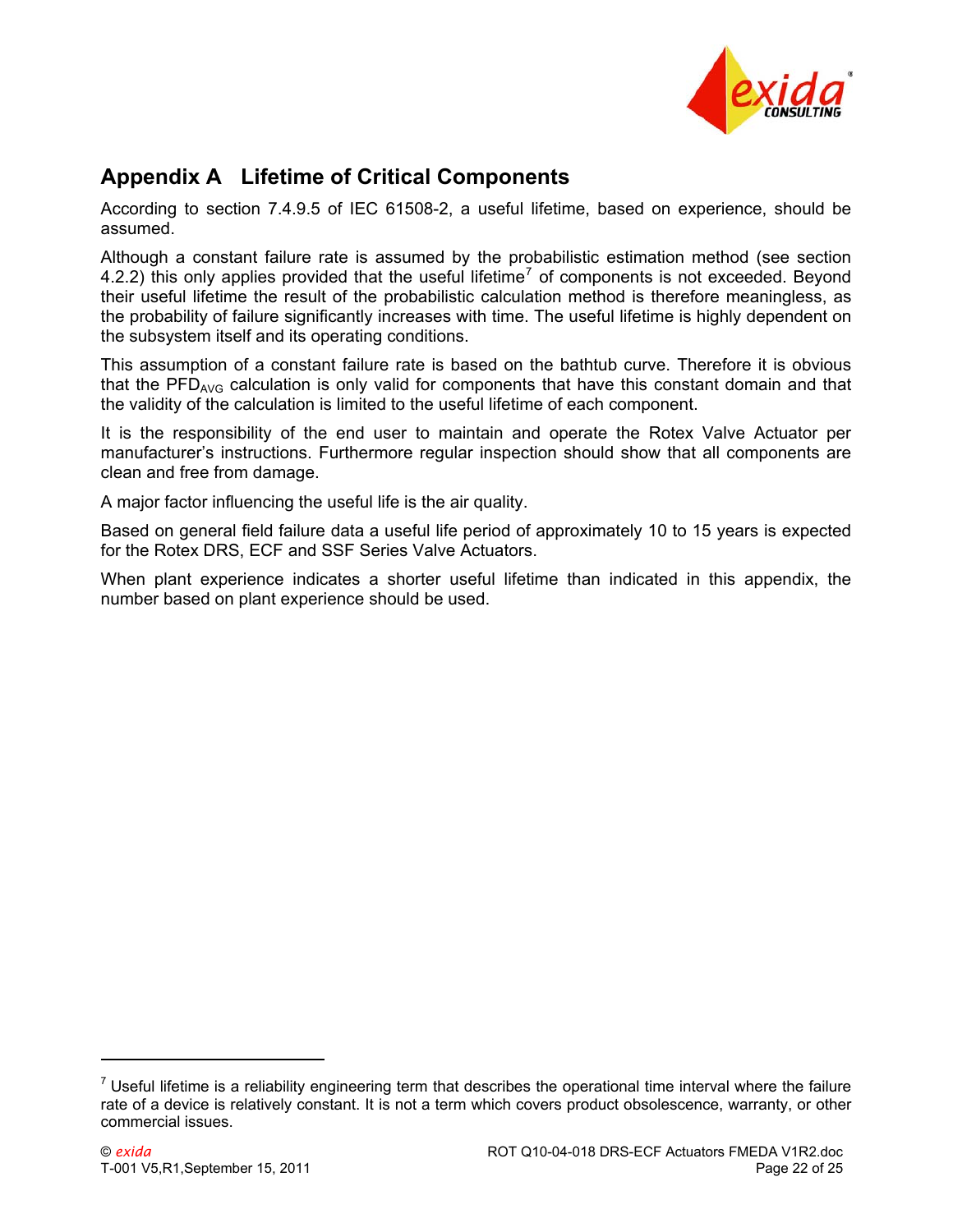# Appendix A Lifetime of Critical Components

According to section 7.4.9.5 of IEC 61508-2, a useful lifetime, based on experience, should be assumed.

Although a constant failure rate is assumed by the probabilistic estimation method (see section 4.2.2) this only applies provided that the useful lifetime[7] of components is not exceeded. Beyond their useful lifetime the result of the probabilistic calculation method is therefore meaningless, as the probability of failure significantly increases with time. The useful lifetime is highly dependent on the subsystem itself and its operating conditions.

This assumption of a constant failure rate is based on the bathtub curve. Therefore it is obvious that the $PFD_{AVG}$ calculation is only valid for components that have this constant domain and that the validity of the calculation is limited to the useful lifetime of each component.

It is the responsibility of the end user to maintain and operate the Rotex Valve Actuator per manufacturer's instructions. Furthermore regular inspection should show that all components are clean and free from damage.

A major factor influencing the useful life is the air quality.

Based on general field failure data a useful life period of approximately 10 to 15 years is expected for the Rotex DRS, ECF and SSF Series Valve Actuators.

When plant experience indicates a shorter useful lifetime than indicated in this appendix, the number based on plant experience should be used.

---

[7] Useful lifetime is a reliability engineering term that describes the operational time interval where the failure rate of a device is relatively constant. It is not a term which covers product obsolescence, warranty, or other commercial issues.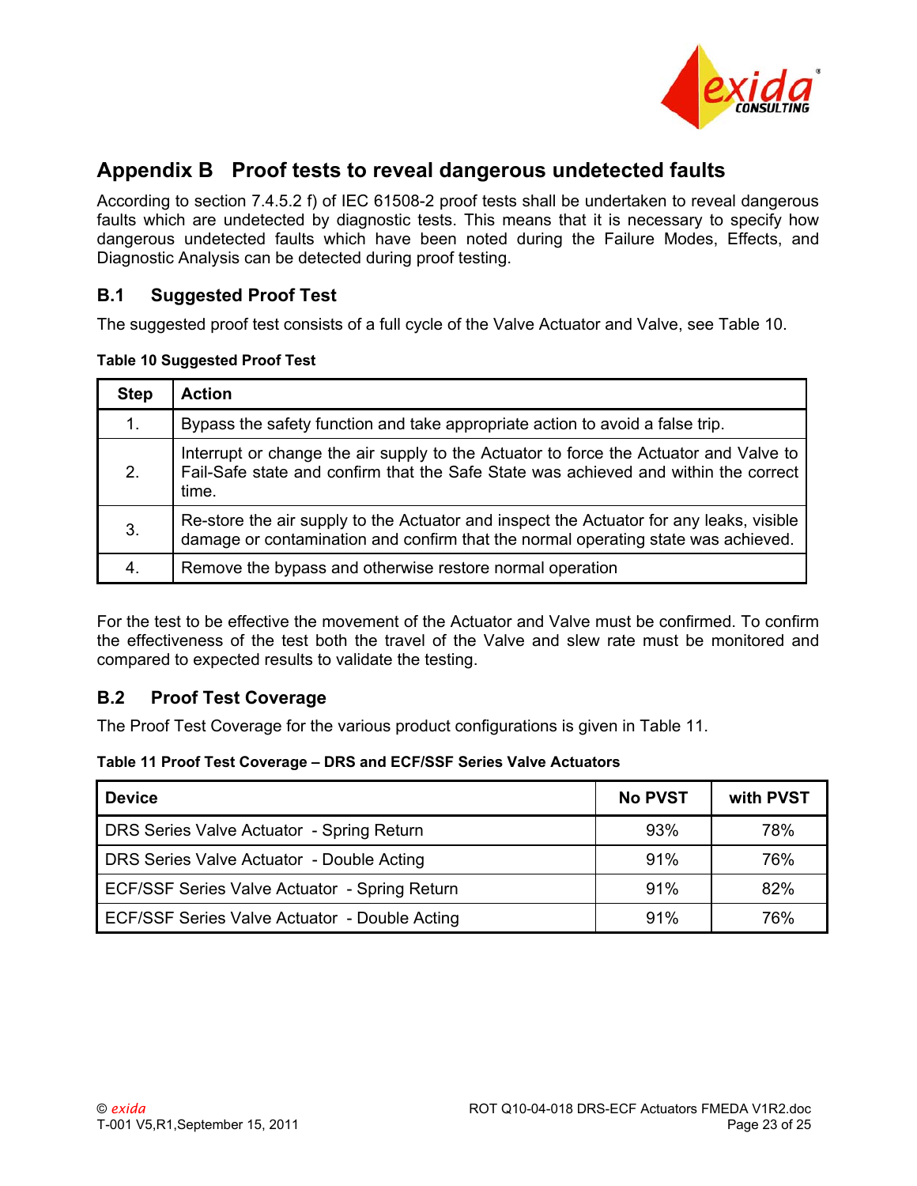# Appendix B Proof tests to reveal dangerous undetected faults

According to section 7.4.5.2 f) of IEC 61508-2 proof tests shall be undertaken to reveal dangerous faults which are undetected by diagnostic tests. This means that it is necessary to specify how dangerous undetected faults which have been noted during the Failure Modes, Effects, and Diagnostic Analysis can be detected during proof testing.

## B.1 Suggested Proof Test

The suggested proof test consists of a full cycle of the Valve Actuator and Valve, see Table 10.

**Table 10 Suggested Proof Test**

| Step | Action |
|---|---|
| 1. | Bypass the safety function and take appropriate action to avoid a false trip. |
| 2. | Interrupt or change the air supply to the Actuator to force the Actuator and Valve to Fail-Safe state and confirm that the Safe State was achieved and within the correct time. |
| 3. | Re-store the air supply to the Actuator and inspect the Actuator for any leaks, visible damage or contamination and confirm that the normal operating state was achieved. |
| 4. | Remove the bypass and otherwise restore normal operation |

For the test to be effective the movement of the Actuator and Valve must be confirmed. To confirm the effectiveness of the test both the travel of the Valve and slew rate must be monitored and compared to expected results to validate the testing.

## B.2 Proof Test Coverage

The Proof Test Coverage for the various product configurations is given in Table 11.

**Table 11 Proof Test Coverage – DRS and ECF/SSF Series Valve Actuators**

| Device | No PVST | with PVST |
|---|---|---|
| DRS Series Valve Actuator - Spring Return | 93% | 78% |
| DRS Series Valve Actuator - Double Acting | 91% | 76% |
| ECF/SSF Series Valve Actuator - Spring Return | 91% | 82% |
| ECF/SSF Series Valve Actuator - Double Acting | 91% | 76% |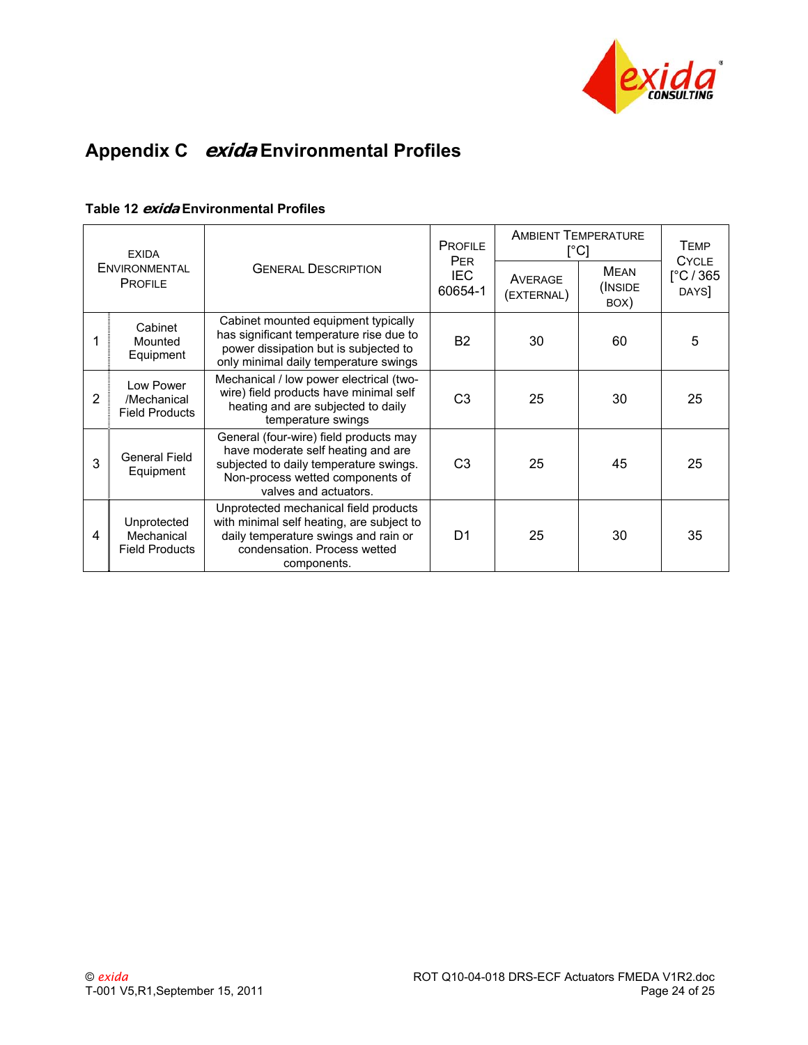# Appendix C *exida* Environmental Profiles

**Table 12 *exida* Environmental Profiles**

| EXIDA ENVIRONMENTAL PROFILE | | GENERAL DESCRIPTION | PROFILE PER IEC 60654-1 | AMBIENT TEMPERATURE [°C] | | TEMP CYCLE [°C / 365 DAYS] |
|---|---|---|---|---|---|---|
| | | | | AVERAGE (EXTERNAL) | MEAN (INSIDE BOX) | |
| 1 | Cabinet Mounted Equipment | Cabinet mounted equipment typically has significant temperature rise due to power dissipation but is subjected to only minimal daily temperature swings | B2 | 30 | 60 | 5 |
| 2 | Low Power /Mechanical Field Products | Mechanical / low power electrical (two-wire) field products have minimal self heating and are subjected to daily temperature swings | C3 | 25 | 30 | 25 |
| 3 | General Field Equipment | General (four-wire) field products may have moderate self heating and are subjected to daily temperature swings. Non-process wetted components of valves and actuators. | C3 | 25 | 45 | 25 |
| 4 | Unprotected Mechanical Field Products | Unprotected mechanical field products with minimal self heating, are subject to daily temperature swings and rain or condensation. Process wetted components. | D1 | 25 | 30 | 35 |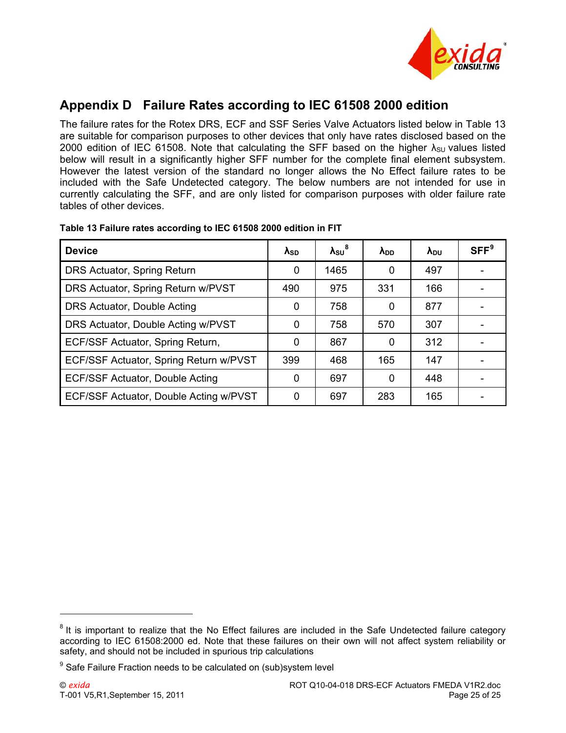## Appendix D Failure Rates according to IEC 61508 2000 edition

The failure rates for the Rotex DRS, ECF and SSF Series Valve Actuators listed below in Table 13 are suitable for comparison purposes to other devices that only have rates disclosed based on the 2000 edition of IEC 61508. Note that calculating the SFF based on the higher $\lambda_{SU}$ values listed below will result in a significantly higher SFF number for the complete final element subsystem. However the latest version of the standard no longer allows the No Effect failure rates to be included with the Safe Undetected category. The below numbers are not intended for use in currently calculating the SFF, and are only listed for comparison purposes with older failure rate tables of other devices.

**Table 13 Failure rates according to IEC 61508 2000 edition in FIT**

| Device | $\lambda_{SD}$ | $\lambda_{SU}$ [8] | $\lambda_{DD}$ | $\lambda_{DU}$ | SFF [9] |
|---|---|---|---|---|---|
| DRS Actuator, Spring Return | 0 | 1465 | 0 | 497 | - |
| DRS Actuator, Spring Return w/PVST | 490 | 975 | 331 | 166 | - |
| DRS Actuator, Double Acting | 0 | 758 | 0 | 877 | - |
| DRS Actuator, Double Acting w/PVST | 0 | 758 | 570 | 307 | - |
| ECF/SSF Actuator, Spring Return, | 0 | 867 | 0 | 312 | - |
| ECF/SSF Actuator, Spring Return w/PVST | 399 | 468 | 165 | 147 | - |
| ECF/SSF Actuator, Double Acting | 0 | 697 | 0 | 448 | - |
| ECF/SSF Actuator, Double Acting w/PVST | 0 | 697 | 283 | 165 | - |

[8] It is important to realize that the No Effect failures are included in the Safe Undetected failure category according to IEC 61508:2000 ed. Note that these failures on their own will not affect system reliability or safety, and should not be included in spurious trip calculations

[9] Safe Failure Fraction needs to be calculated on (sub)system level